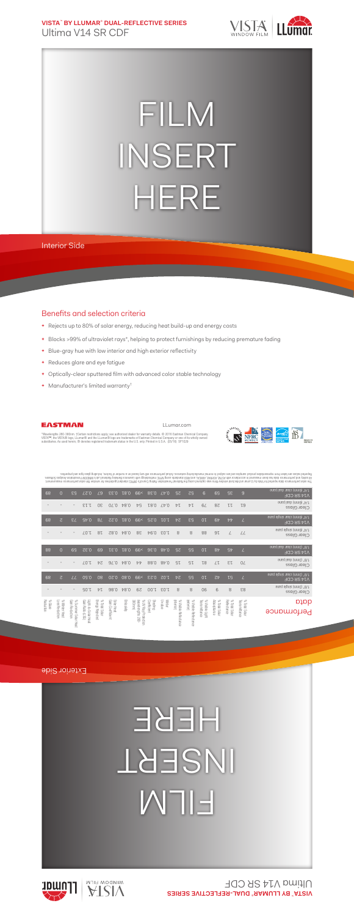**VISTA™ BY LLUMAR® DUAL-REFLECTIVE SERIES**
Ultima V14 SR CDF

# FILM INSERT HERE

Interior Side

## Benefits and selection criteria

- Rejects up to 80% of solar energy, reducing heat build-up and energy costs
- Blocks >99% of ultraviolet rays*, helping to protect furnishings by reducing premature fading
- Blue-gray hue with low interior and high exterior reflectivity
- Reduces glare and eye fatigue
- Optically-clear sputtered film with advanced color stable technology
- Manufacturer's limited warranty†

EASTMAN

LLumar.com

*Wavelengths 280-380nm. †Certain restrictions apply; see authorized dealer for warranty details. © 2016 Eastman Chemical Company. VISTA™, the VISTA® logo, LLumar® and the LLumar® logo are trademarks of Eastman Chemical Company or one of its wholly owned subsidiaries. As used herein, ® denotes registered trademark status in the U.S. only. Printed in U.S.A. (05/16) SF1026

## Performance Data

| | % Total Solar Transmittance | % Total Solar Reflectance | % Total Solar Absorptance | % Visible Light Transmittance | % Visible Reflectance (exterior) | % Visible Reflectance (interior) | Winter U-Value | Shading Coefficient | % UV Rejection (wavelengths 280-380nm) | Emissivity | Solar Heat Gain Coefficient | % Total Solar Energy Rejected | Light to Solar Heat Gain Ratio (LSG) | % Reduction of Solar Heat Gain | % Winter Heat Loss Reduction | % Glare Reduction |
|---|---|---|---|---|---|---|---|---|---|---|---|---|---|---|---|---|
| Clear Glass 1/8" (3mm) single pane | 83 | 8 | 9 | 90 | 8 | 8 | 1.03 | 1.00 | 29 | 0.84 | 0.86 | 14 | 1.05 | - | - | - |
| V14 SR CDF 1/8" (3mm) single pane | 7 | 51 | 42 | 10 | 55 | 24 | 1.02 | 0.23 | >99 | 0.80 | 0.20 | 80 | 0.50 | 77 | 2 | 89 |
| Clear Glass 1/8" (3mm) dual pane | 70 | 13 | 17 | 81 | 15 | 15 | 0.88 | 0.88 | 44 | 0.84 | 0.76 | 24 | 1.07 | - | - | - |
| V14 SR CDF 1/8" (3mm) dual pane | 7 | 45 | 48 | 10 | 55 | 25 | 0.48 | 0.36 | >99 | 0.81 | 0.31 | 69 | 0.32 | 59 | 0 | 88 |
| Clear Glass 1/4" (6mm) single pane | 77 | 7 | 16 | 88 | 8 | 8 | 1.03 | 0.94 | 38 | 0.84 | 0.82 | 18 | 1.07 | - | - | - |
| V14 SR CDF 1/4" (6mm) single pane | 7 | 44 | 49 | 10 | 53 | 24 | 1.01 | 0.25 | >99 | 0.81 | 0.22 | 78 | 0.46 | 73 | 2 | 89 |
| Clear Glass 1/4" (6mm) dual pane | 61 | 11 | 28 | 79 | 14 | 14 | 0.47 | 0.81 | 54 | 0.84 | 0.70 | 30 | 1.13 | - | - | - |
| V14 SR CDF 1/4" (6mm) dual pane | 6 | 35 | 59 | 9 | 52 | 25 | 0.47 | 0.38 | >99 | 0.81 | 0.33 | 67 | 0.27 | 53 | 0 | 89 |

The solar performance data reported for Vista by LLumar architectural window films was calculated using the National Fenestration Rating Council's (NFRC) standard guidelines for window film solar performance measurements. All safety and performance data has been measured in accordance with ASTM, ANSI/NFRC, ANSI/IEC and NFRC standards using NFRC methodology with Lawrence Berkeley National Lab's WINDOW Fenestration Analysis Software. Reported values are taken from representative product samples and are subject to normal manufacturing variances. Actual performance will vary based on a number of factors, including glass type and properties.

Exterior Side

# FILM INSERT HERE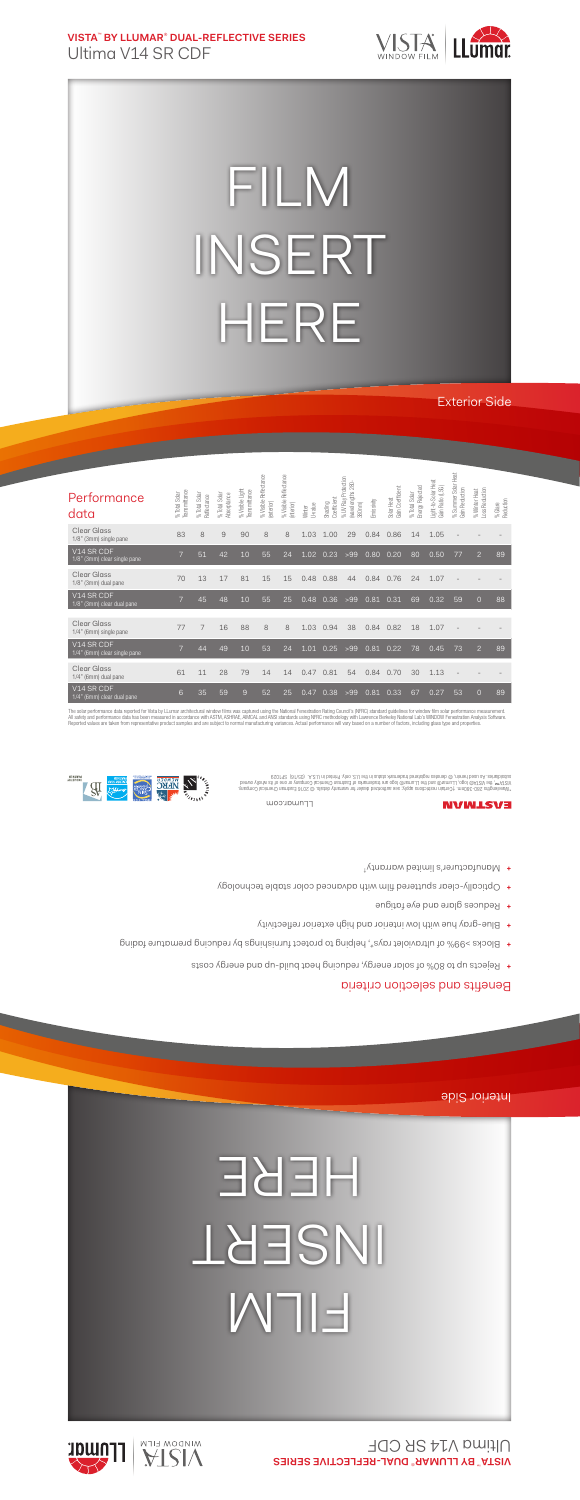**VISTA™ BY LLUMAR® DUAL-REFLECTIVE SERIES**

Ultima V14 SR CDF

# FILM INSERT HERE

Exterior Side

## Performance data

| | % Total Solar Transmittance | % Total Solar Reflectance | % Total Solar Absorptance | % Visible Light Transmittance | % Visible Reflectance (exterior) | % Visible Reflectance (interior) | Winter U-value | Shading Coefficient | % UV Ray Reduction (wavelengths 280-380nm) | Emissivity | Solar Heat Gain Coefficient | % Total Solar Energy Rejected | Light to Solar Heat Gain Ratio (LSG) | % Summer Solar Heat Gain Reduction | % Winter Heat Loss Reduction | % Glare Reduction |
|---|---|---|---|---|---|---|---|---|---|---|---|---|---|---|---|---|
| Clear Glass 1/8" (3mm) single pane | 83 | 8 | 9 | 90 | 8 | 8 | 1.03 | 1.00 | 29 | 0.84 | 0.86 | 14 | 1.05 | - | - | - |
| V14 SR CDF 1/8" (3mm) clear single pane | 7 | 51 | 42 | 10 | 55 | 24 | 1.02 | 0.23 | >99 | 0.80 | 0.20 | 80 | 0.50 | 77 | 2 | 89 |
| Clear Glass 1/8" (3mm) dual pane | 70 | 13 | 17 | 81 | 15 | 15 | 0.48 | 0.88 | 44 | 0.84 | 0.76 | 24 | 1.07 | - | - | - |
| V14 SR CDF 1/8" (3mm) clear dual pane | 7 | 45 | 48 | 10 | 55 | 25 | 0.48 | 0.36 | >99 | 0.81 | 0.31 | 69 | 0.32 | 59 | 0 | 88 |
| Clear Glass 1/4" (6mm) single pane | 77 | 7 | 16 | 88 | 8 | 8 | 1.03 | 0.94 | 38 | 0.84 | 0.82 | 18 | 1.07 | - | - | - |
| V14 SR CDF 1/4" (6mm) clear single pane | 7 | 44 | 49 | 10 | 53 | 24 | 1.01 | 0.25 | >99 | 0.81 | 0.22 | 78 | 0.45 | 73 | 2 | 89 |
| Clear Glass 1/4" (6mm) dual pane | 61 | 11 | 28 | 79 | 14 | 14 | 0.47 | 0.81 | 54 | 0.84 | 0.70 | 30 | 1.13 | - | - | - |
| V14 SR CDF 1/4" (6mm) clear dual pane | 6 | 35 | 59 | 9 | 52 | 25 | 0.47 | 0.38 | >99 | 0.81 | 0.33 | 67 | 0.27 | 53 | 0 | 89 |

The solar performance data reported for Vista by LLumar architectural window films was captured using the National Fenestration Rating Council's (NFRC) standard guidelines for window film solar performance measurement. All safety and performance data has been measured in accordance with ASTM, ASHRAE, AIMCAL and ANSI standards using NFRC methodology with Lawrence Berkeley National Lab's WINDOW Fenestration Analysis Software. Reported values are taken from representative product samples and are subject to normal manufacturing variances. Actual performance will vary based on a number of factors, including glass type and properties.

## Benefits and selection criteria

- Rejects up to 80% of solar energy, reducing heat build-up and energy costs
- Blocks >99% of ultraviolet rays*, helping to protect furnishings by reducing premature fading
- Blue-gray hue with low interior and high exterior reflectivity
- Reduces glare and eye fatigue
- Optically-clear sputtered film with advanced color stable technology
- Manufacturer's limited warranty†

EASTMAN

LLumar.com

*Wavelengths 280-380nm. †Certain restrictions apply; see authorized dealer for warranty details. © 2018 Eastman Chemical Company or its subsidiaries. As used herein, ® denotes registered trademark status in the U.S. only. Printed in U.S.A. (03/18) SR1029

Interior Side

# FILM INSERT HERE

Ultima V14 SR CDF

**VISTA™ BY LLUMAR® DUAL-REFLECTIVE SERIES**